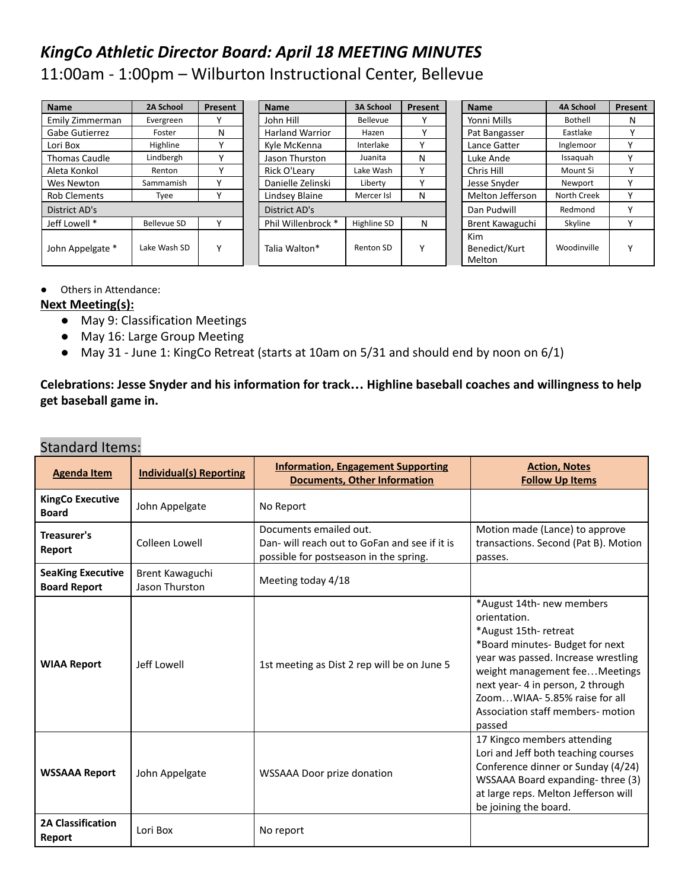# *KingCo Athletic Director Board: April 18 MEETING MINUTES*

11:00am - 1:00pm – Wilburton Instructional Center, Bellevue

| Name | 2A School | Present |
|---|---|---|
| Emily Zimmerman | Evergreen | Y |
| Gabe Gutierrez | Foster | N |
| Lori Box | Highline | Y |
| Thomas Caudle | Lindbergh | Y |
| Aleta Konkol | Renton | Y |
| Wes Newton | Sammamish | Y |
| Rob Clements | Tyee | Y |
| District AD's | | |
| Jeff Lowell * | Bellevue SD | Y |
| John Appelgate * | Lake Wash SD | Y |

| Name | 3A School | Present |
|---|---|---|
| John Hill | Bellevue | Y |
| Harland Warrior | Hazen | Y |
| Kyle McKenna | Interlake | Y |
| Jason Thurston | Juanita | N |
| Rick O'Leary | Lake Wash | Y |
| Danielle Zelinski | Liberty | Y |
| Lindsey Blaine | Mercer Isl | N |
| District AD's | | |
| Phil Willenbrock * | Highline SD | N |
| Talia Walton* | Renton SD | Y |

| Name | 4A School | Present |
|---|---|---|
| Yonni Mills | Bothell | N |
| Pat Bangasser | Eastlake | Y |
| Lance Gatter | Inglemoor | Y |
| Luke Ande | Issaquah | Y |
| Chris Hill | Mount Si | Y |
| Jesse Snyder | Newport | Y |
| Melton Jefferson | North Creek | Y |
| Dan Pudwill | Redmond | Y |
| Brent Kawaguchi | Skyline | Y |
| Kim Benedict/Kurt Melton | Woodinville | Y |

- Others in Attendance:

**Next Meeting(s):**

- May 9: Classification Meetings
- May 16: Large Group Meeting
- May 31 - June 1: KingCo Retreat (starts at 10am on 5/31 and should end by noon on 6/1)

**Celebrations: Jesse Snyder and his information for track… Highline baseball coaches and willingness to help get baseball game in.**

## Standard Items:

| Agenda Item | Individual(s) Reporting | Information, Engagement Supporting Documents, Other Information | Action, Notes Follow Up Items |
|---|---|---|---|
| **KingCo Executive Board** | John Appelgate | No Report | |
| **Treasurer's Report** | Colleen Lowell | Documents emailed out. Dan- will reach out to GoFan and see if it is possible for postseason in the spring. | Motion made (Lance) to approve transactions. Second (Pat B). Motion passes. |
| **SeaKing Executive Board Report** | Brent Kawaguchi Jason Thurston | Meeting today 4/18 | |
| **WIAA Report** | Jeff Lowell | 1st meeting as Dist 2 rep will be on June 5 | *August 14th- new members orientation. *August 15th- retreat *Board minutes- Budget for next year was passed. Increase wrestling weight management fee…Meetings next year- 4 in person, 2 through Zoom…WIAA- 5.85% raise for all Association staff members- motion passed |
| **WSSAAA Report** | John Appelgate | WSSAAA Door prize donation | 17 Kingco members attending Lori and Jeff both teaching courses Conference dinner or Sunday (4/24) WSSAAA Board expanding- three (3) at large reps. Melton Jefferson will be joining the board. |
| **2A Classification Report** | Lori Box | No report | |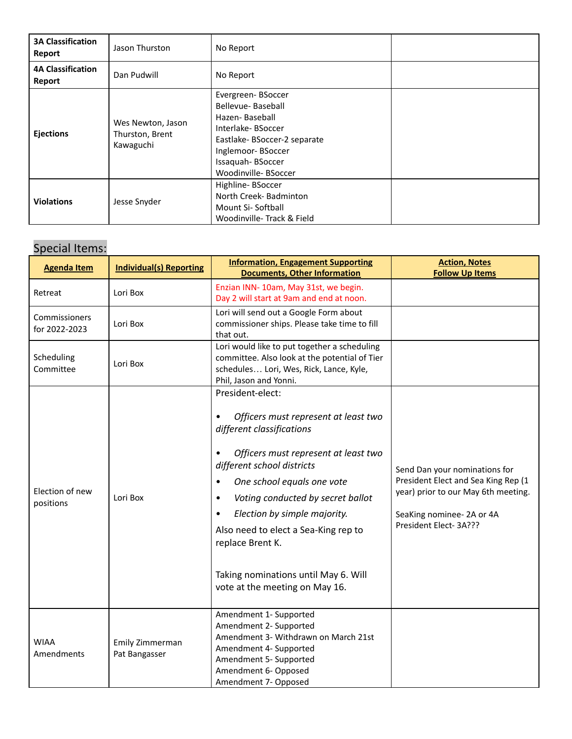| | | | |
|---|---|---|---|
| **3A Classification Report** | Jason Thurston | No Report | |
| **4A Classification Report** | Dan Pudwill | No Report | |
| **Ejections** | Wes Newton, Jason Thurston, Brent Kawaguchi | Evergreen- BSoccer<br>Bellevue- Baseball<br>Hazen- Baseball<br>Interlake- BSoccer<br>Eastlake- BSoccer-2 separate<br>Inglemoor- BSoccer<br>Issaquah- BSoccer<br>Woodinville- BSoccer | |
| **Violations** | Jesse Snyder | Highline- BSoccer<br>North Creek- Badminton<br>Mount Si- Softball<br>Woodinville- Track & Field | |

## Special Items:

| **Agenda Item** | **Individual(s) Reporting** | **Information, Engagement Supporting Documents, Other Information** | **Action, Notes Follow Up Items** |
|---|---|---|---|
| Retreat | Lori Box | Enzian INN- 10am, May 31st, we begin.<br>Day 2 will start at 9am and end at noon. | |
| Commissioners for 2022-2023 | Lori Box | Lori will send out a Google Form about commissioner ships. Please take time to fill that out. | |
| Scheduling Committee | Lori Box | Lori would like to put together a scheduling committee. Also look at the potential of Tier schedules… Lori, Wes, Rick, Lance, Kyle, Phil, Jason and Yonni. | |
| Election of new positions | Lori Box | President-elect:<br>• *Officers must represent at least two different classifications*<br>• *Officers must represent at least two different school districts*<br>• *One school equals one vote*<br>• *Voting conducted by secret ballot*<br>• *Election by simple majority.*<br>Also need to elect a Sea-King rep to replace Brent K.<br><br>Taking nominations until May 6. Will vote at the meeting on May 16. | Send Dan your nominations for President Elect and Sea King Rep (1 year) prior to our May 6th meeting.<br><br>SeaKing nominee- 2A or 4A<br>President Elect- 3A??? |
| WIAA Amendments | Emily Zimmerman<br>Pat Bangasser | Amendment 1- Supported<br>Amendment 2- Supported<br>Amendment 3- Withdrawn on March 21st<br>Amendment 4- Supported<br>Amendment 5- Supported<br>Amendment 6- Opposed<br>Amendment 7- Opposed | |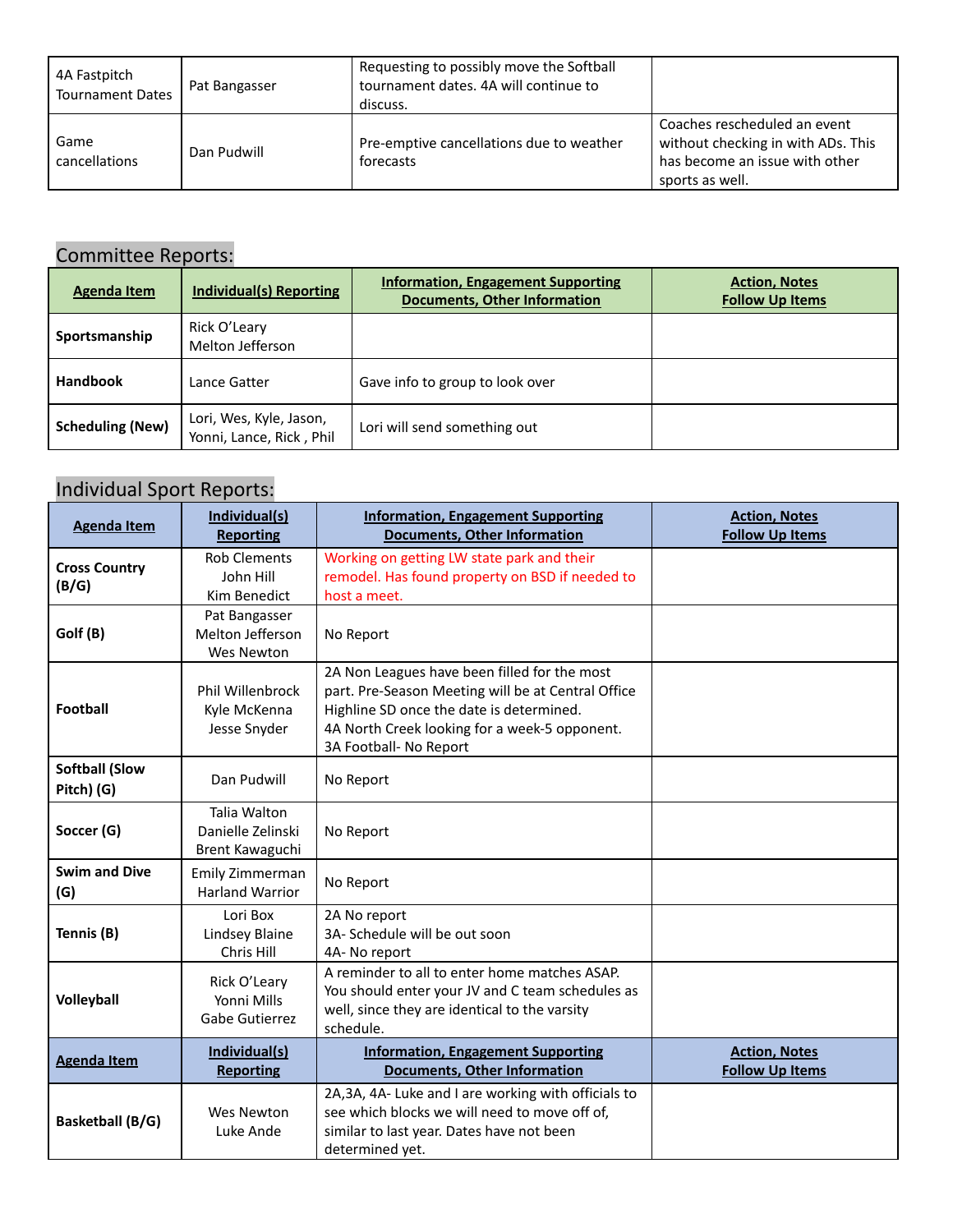| | | | |
|---|---|---|---|
| 4A Fastpitch Tournament Dates | Pat Bangasser | Requesting to possibly move the Softball tournament dates. 4A will continue to discuss. | |
| Game cancellations | Dan Pudwill | Pre-emptive cancellations due to weather forecasts | Coaches rescheduled an event without checking in with ADs. This has become an issue with other sports as well. |

## Committee Reports:

| Agenda Item | Individual(s) Reporting | Information, Engagement Supporting Documents, Other Information | Action, Notes Follow Up Items |
|---|---|---|---|
| **Sportsmanship** | Rick O'Leary<br>Melton Jefferson | | |
| **Handbook** | Lance Gatter | Gave info to group to look over | |
| **Scheduling (New)** | Lori, Wes, Kyle, Jason, Yonni, Lance, Rick , Phil | Lori will send something out | |

## Individual Sport Reports:

| Agenda Item | Individual(s) Reporting | Information, Engagement Supporting Documents, Other Information | Action, Notes Follow Up Items |
|---|---|---|---|
| **Cross Country (B/G)** | Rob Clements<br>John Hill<br>Kim Benedict | Working on getting LW state park and their remodel. Has found property on BSD if needed to host a meet. | |
| **Golf (B)** | Pat Bangasser<br>Melton Jefferson<br>Wes Newton | No Report | |
| **Football** | Phil Willenbrock<br>Kyle McKenna<br>Jesse Snyder | 2A Non Leagues have been filled for the most part. Pre-Season Meeting will be at Central Office Highline SD once the date is determined.<br>4A North Creek looking for a week-5 opponent.<br>3A Football- No Report | |
| **Softball (Slow Pitch) (G)** | Dan Pudwill | No Report | |
| **Soccer (G)** | Talia Walton<br>Danielle Zelinski<br>Brent Kawaguchi | No Report | |
| **Swim and Dive (G)** | Emily Zimmerman<br>Harland Warrior | No Report | |
| **Tennis (B)** | Lori Box<br>Lindsey Blaine<br>Chris Hill | 2A No report<br>3A- Schedule will be out soon<br>4A- No report | |
| **Volleyball** | Rick O'Leary<br>Yonni Mills<br>Gabe Gutierrez | A reminder to all to enter home matches ASAP. You should enter your JV and C team schedules as well, since they are identical to the varsity schedule. | |
| **Agenda Item** | **Individual(s) Reporting** | **Information, Engagement Supporting Documents, Other Information** | **Action, Notes Follow Up Items** |
| **Basketball (B/G)** | Wes Newton<br>Luke Ande | 2A,3A, 4A- Luke and I are working with officials to see which blocks we will need to move off of, similar to last year. Dates have not been determined yet. | |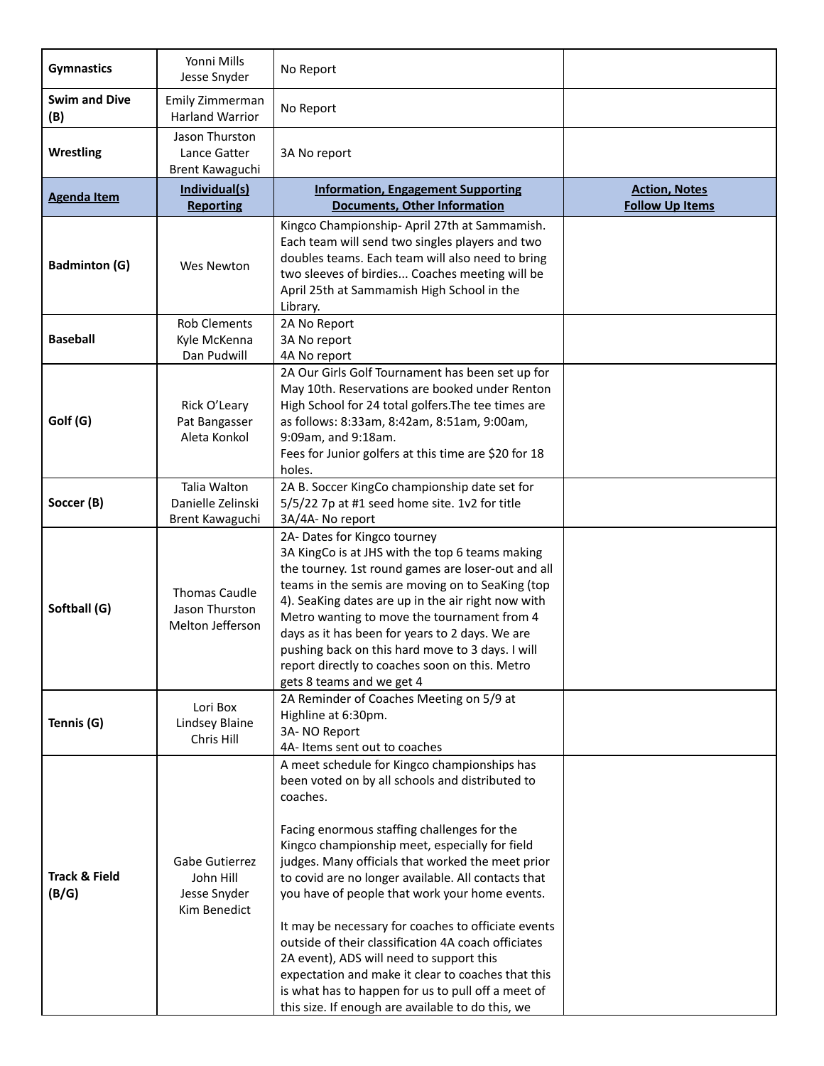| | | | |
|---|---|---|---|
| **Gymnastics** | Yonni Mills<br>Jesse Snyder | No Report | |
| **Swim and Dive (B)** | Emily Zimmerman<br>Harland Warrior | No Report | |
| **Wrestling** | Jason Thurston<br>Lance Gatter<br>Brent Kawaguchi | 3A No report | |
| **Agenda Item** | **Individual(s) Reporting** | **Information, Engagement Supporting Documents, Other Information** | **Action, Notes Follow Up Items** |
| **Badminton (G)** | Wes Newton | Kingco Championship- April 27th at Sammamish. Each team will send two singles players and two doubles teams. Each team will also need to bring two sleeves of birdies... Coaches meeting will be April 25th at Sammamish High School in the Library. | |
| **Baseball** | Rob Clements<br>Kyle McKenna<br>Dan Pudwill | 2A No Report<br>3A No report<br>4A No report | |
| **Golf (G)** | Rick O'Leary<br>Pat Bangasser<br>Aleta Konkol | 2A Our Girls Golf Tournament has been set up for May 10th. Reservations are booked under Renton High School for 24 total golfers.The tee times are as follows: 8:33am, 8:42am, 8:51am, 9:00am, 9:09am, and 9:18am.<br>Fees for Junior golfers at this time are $20 for 18 holes. | |
| **Soccer (B)** | Talia Walton<br>Danielle Zelinski<br>Brent Kawaguchi | 2A B. Soccer KingCo championship date set for 5/5/22 7p at #1 seed home site. 1v2 for title<br>3A/4A- No report | |
| **Softball (G)** | Thomas Caudle<br>Jason Thurston<br>Melton Jefferson | 2A- Dates for Kingco tourney<br>3A KingCo is at JHS with the top 6 teams making the tourney. 1st round games are loser-out and all teams in the semis are moving on to SeaKing (top 4). SeaKing dates are up in the air right now with Metro wanting to move the tournament from 4 days as it has been for years to 2 days. We are pushing back on this hard move to 3 days. I will report directly to coaches soon on this. Metro gets 8 teams and we get 4 | |
| **Tennis (G)** | Lori Box<br>Lindsey Blaine<br>Chris Hill | 2A Reminder of Coaches Meeting on 5/9 at Highline at 6:30pm.<br>3A- NO Report<br>4A- Items sent out to coaches | |
| **Track & Field (B/G)** | Gabe Gutierrez<br>John Hill<br>Jesse Snyder<br>Kim Benedict | A meet schedule for Kingco championships has been voted on by all schools and distributed to coaches.<br><br>Facing enormous staffing challenges for the Kingco championship meet, especially for field judges. Many officials that worked the meet prior to covid are no longer available. All contacts that you have of people that work your home events.<br><br>It may be necessary for coaches to officiate events outside of their classification 4A coach officiates 2A event), ADS will need to support this expectation and make it clear to coaches that this is what has to happen for us to pull off a meet of this size. If enough are available to do this, we | |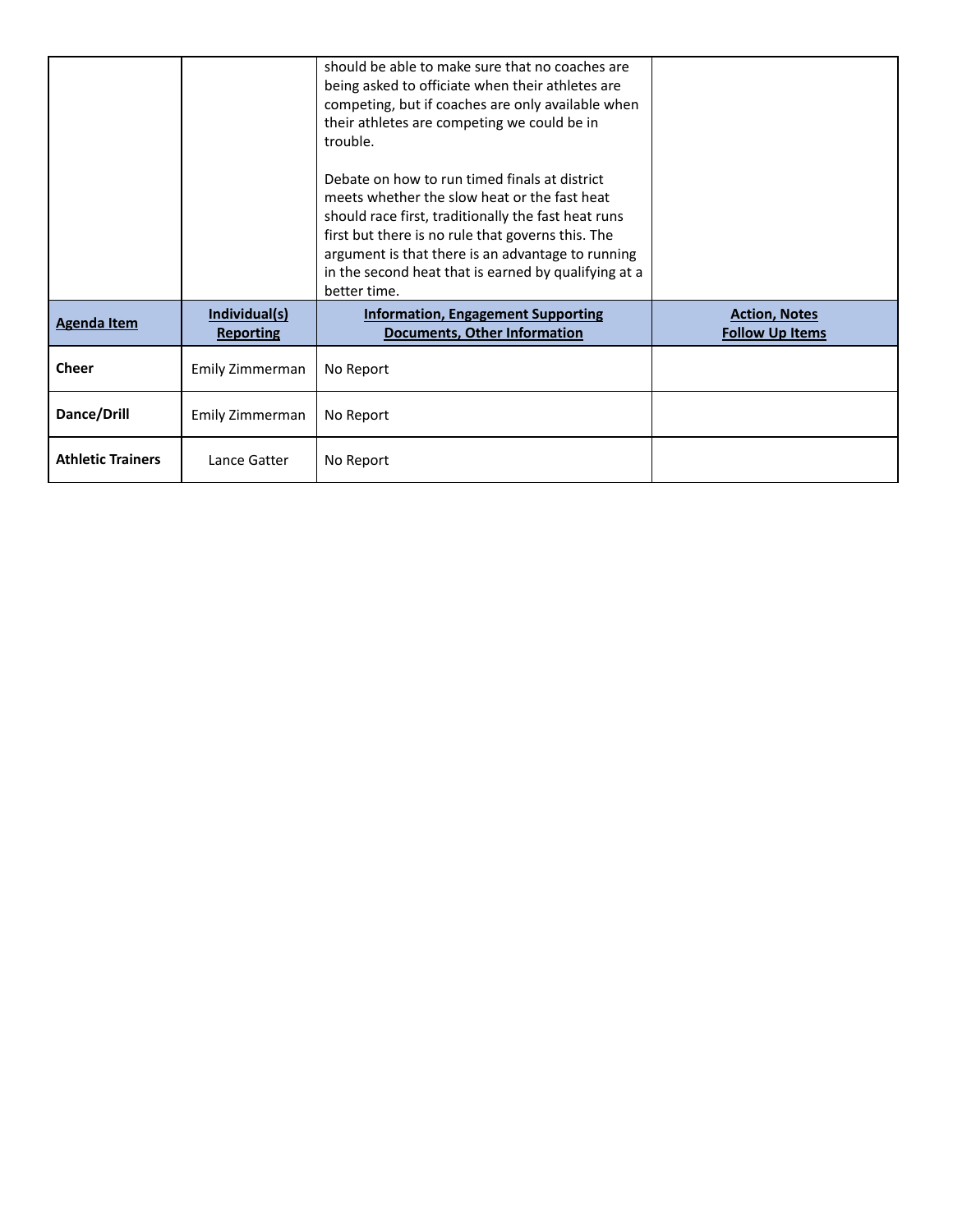| | | | |
|---|---|---|---|
| | | should be able to make sure that no coaches are being asked to officiate when their athletes are competing, but if coaches are only available when their athletes are competing we could be in trouble.<br><br>Debate on how to run timed finals at district meets whether the slow heat or the fast heat should race first, traditionally the fast heat runs first but there is no rule that governs this. The argument is that there is an advantage to running in the second heat that is earned by qualifying at a better time. | |
| **Agenda Item** | **Individual(s) Reporting** | **Information, Engagement Supporting Documents, Other Information** | **Action, Notes Follow Up Items** |
| **Cheer** | Emily Zimmerman | No Report | |
| **Dance/Drill** | Emily Zimmerman | No Report | |
| **Athletic Trainers** | Lance Gatter | No Report | |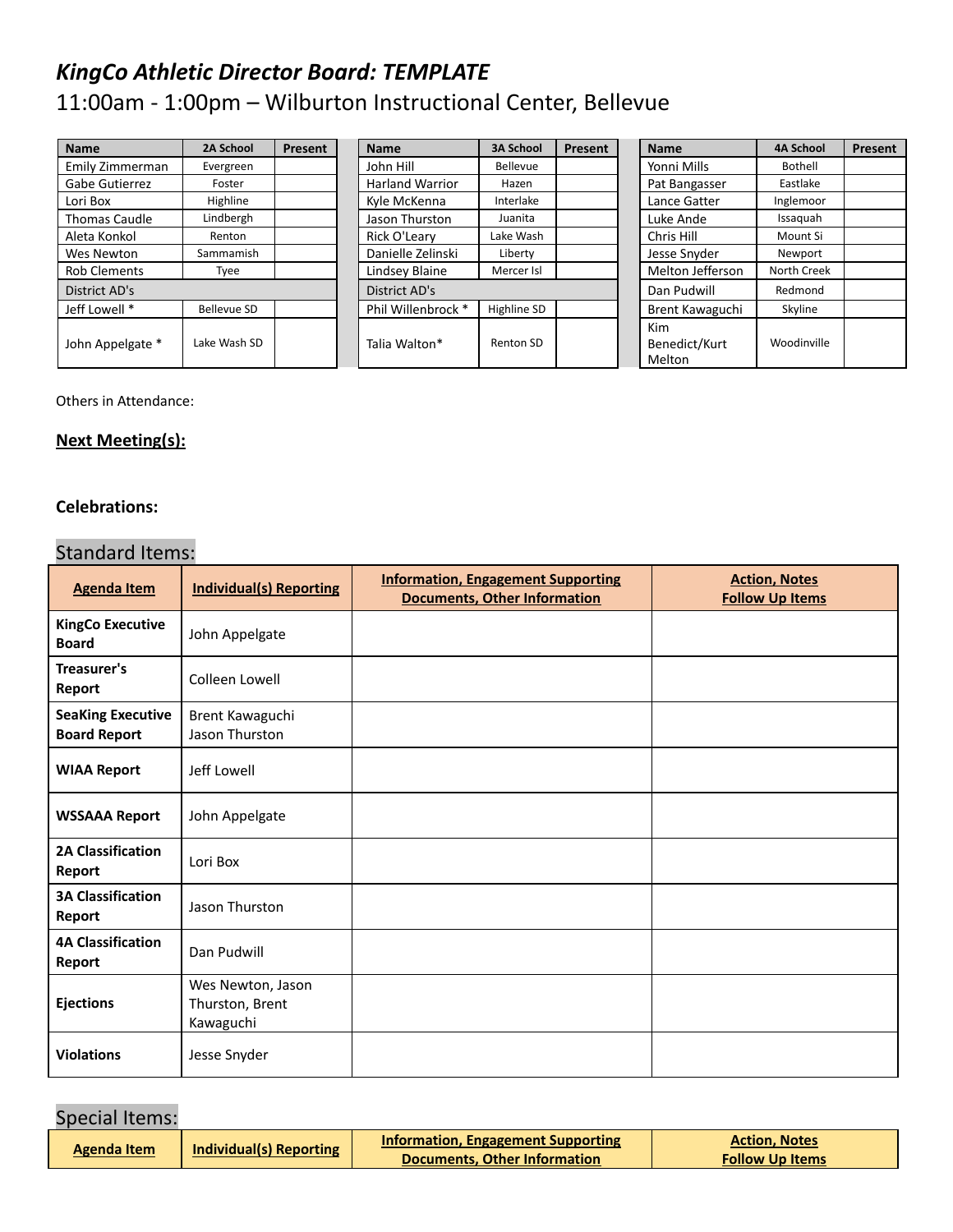# *KingCo Athletic Director Board: TEMPLATE*

11:00am - 1:00pm – Wilburton Instructional Center, Bellevue

| Name | 2A School | Present |
|---|---|---|
| Emily Zimmerman | Evergreen | |
| Gabe Gutierrez | Foster | |
| Lori Box | Highline | |
| Thomas Caudle | Lindbergh | |
| Aleta Konkol | Renton | |
| Wes Newton | Sammamish | |
| Rob Clements | Tyee | |
| District AD's | | |
| Jeff Lowell * | Bellevue SD | |
| John Appelgate * | Lake Wash SD | |

| Name | 3A School | Present |
|---|---|---|
| John Hill | Bellevue | |
| Harland Warrior | Hazen | |
| Kyle McKenna | Interlake | |
| Jason Thurston | Juanita | |
| Rick O'Leary | Lake Wash | |
| Danielle Zelinski | Liberty | |
| Lindsey Blaine | Mercer Isl | |
| District AD's | | |
| Phil Willenbrock * | Highline SD | |
| Talia Walton* | Renton SD | |

| Name | 4A School | Present |
|---|---|---|
| Yonni Mills | Bothell | |
| Pat Bangasser | Eastlake | |
| Lance Gatter | Inglemoor | |
| Luke Ande | Issaquah | |
| Chris Hill | Mount Si | |
| Jesse Snyder | Newport | |
| Melton Jefferson | North Creek | |
| Dan Pudwill | Redmond | |
| Brent Kawaguchi | Skyline | |
| Kim Benedict/Kurt Melton | Woodinville | |

Others in Attendance:

**Next Meeting(s):**

**Celebrations:**

## Standard Items:

| Agenda Item | Individual(s) Reporting | Information, Engagement Supporting Documents, Other Information | Action, Notes Follow Up Items |
|---|---|---|---|
| **KingCo Executive Board** | John Appelgate | | |
| **Treasurer's Report** | Colleen Lowell | | |
| **SeaKing Executive Board Report** | Brent Kawaguchi<br>Jason Thurston | | |
| **WIAA Report** | Jeff Lowell | | |
| **WSSAAA Report** | John Appelgate | | |
| **2A Classification Report** | Lori Box | | |
| **3A Classification Report** | Jason Thurston | | |
| **4A Classification Report** | Dan Pudwill | | |
| **Ejections** | Wes Newton, Jason Thurston, Brent Kawaguchi | | |
| **Violations** | Jesse Snyder | | |

## Special Items:

| Agenda Item | Individual(s) Reporting | Information, Engagement Supporting Documents, Other Information | Action, Notes Follow Up Items |
|---|---|---|---|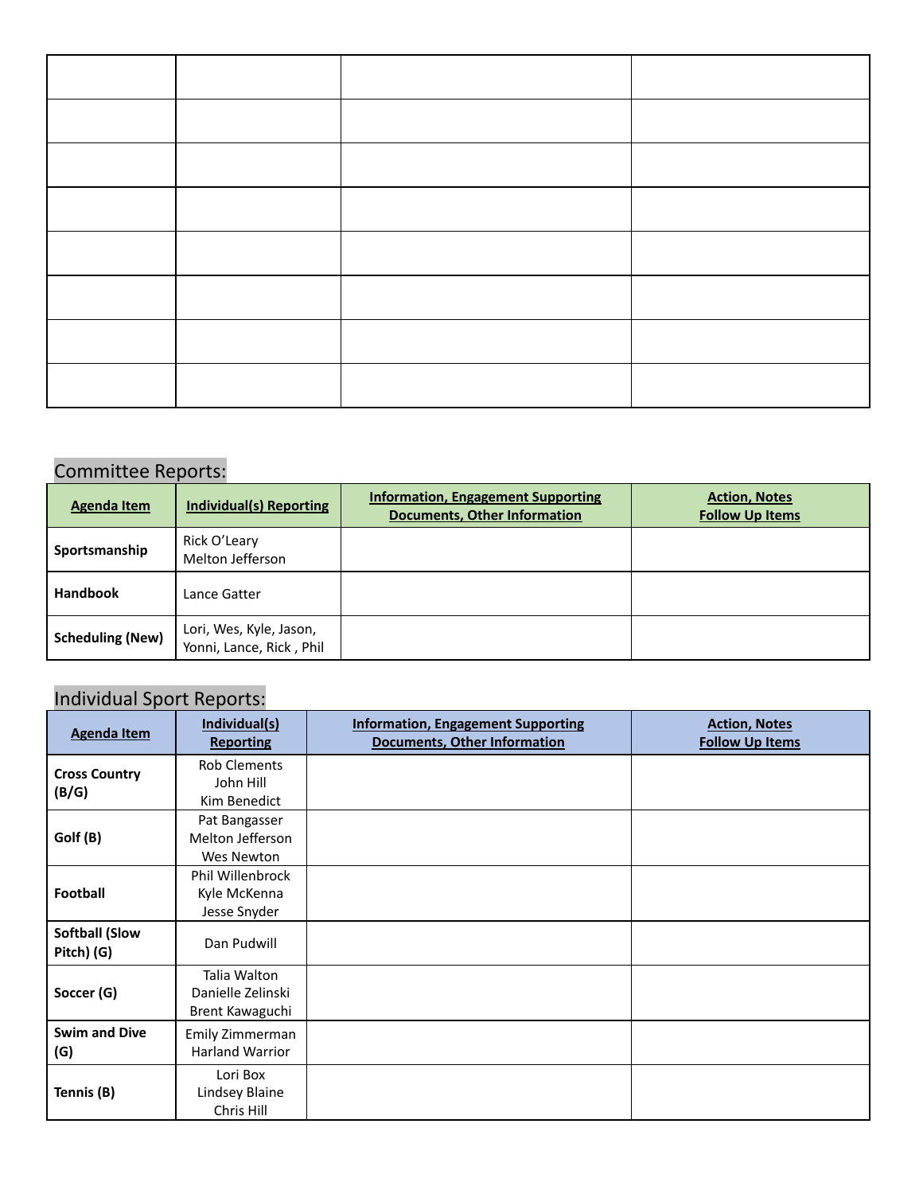| | | | |
|---|---|---|---|
| | | | |
| | | | |
| | | | |
| | | | |
| | | | |
| | | | |
| | | | |
| | | | |

## Committee Reports:

| Agenda Item | Individual(s) Reporting | Information, Engagement Supporting Documents, Other Information | Action, Notes Follow Up Items |
|---|---|---|---|
| **Sportsmanship** | Rick O'Leary<br>Melton Jefferson | | |
| **Handbook** | Lance Gatter | | |
| **Scheduling (New)** | Lori, Wes, Kyle, Jason, Yonni, Lance, Rick , Phil | | |

## Individual Sport Reports:

| Agenda Item | Individual(s) Reporting | Information, Engagement Supporting Documents, Other Information | Action, Notes Follow Up Items |
|---|---|---|---|
| **Cross Country (B/G)** | Rob Clements<br>John Hill<br>Kim Benedict | | |
| **Golf (B)** | Pat Bangasser<br>Melton Jefferson<br>Wes Newton | | |
| **Football** | Phil Willenbrock<br>Kyle McKenna<br>Jesse Snyder | | |
| **Softball (Slow Pitch) (G)** | Dan Pudwill | | |
| **Soccer (G)** | Talia Walton<br>Danielle Zelinski<br>Brent Kawaguchi | | |
| **Swim and Dive (G)** | Emily Zimmerman<br>Harland Warrior | | |
| **Tennis (B)** | Lori Box<br>Lindsey Blaine<br>Chris Hill | | |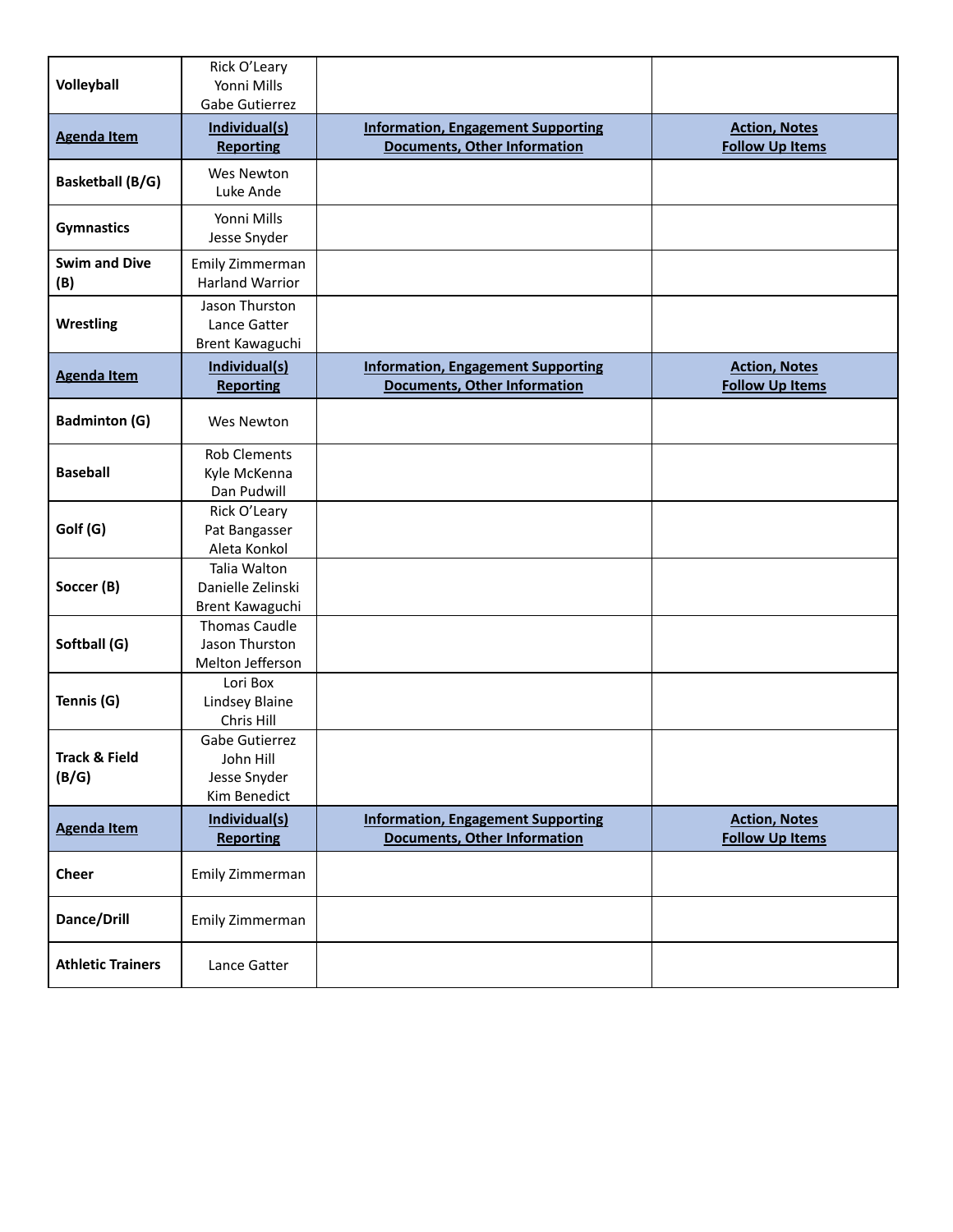| | | | |
|---|---|---|---|
| **Volleyball** | Rick O'Leary<br>Yonni Mills<br>Gabe Gutierrez | | |
| **Agenda Item** | **Individual(s) Reporting** | **Information, Engagement Supporting Documents, Other Information** | **Action, Notes Follow Up Items** |
| **Basketball (B/G)** | Wes Newton<br>Luke Ande | | |
| **Gymnastics** | Yonni Mills<br>Jesse Snyder | | |
| **Swim and Dive (B)** | Emily Zimmerman<br>Harland Warrior | | |
| **Wrestling** | Jason Thurston<br>Lance Gatter<br>Brent Kawaguchi | | |
| **Agenda Item** | **Individual(s) Reporting** | **Information, Engagement Supporting Documents, Other Information** | **Action, Notes Follow Up Items** |
| **Badminton (G)** | Wes Newton | | |
| **Baseball** | Rob Clements<br>Kyle McKenna<br>Dan Pudwill | | |
| **Golf (G)** | Rick O'Leary<br>Pat Bangasser<br>Aleta Konkol | | |
| **Soccer (B)** | Talia Walton<br>Danielle Zelinski<br>Brent Kawaguchi | | |
| **Softball (G)** | Thomas Caudle<br>Jason Thurston<br>Melton Jefferson | | |
| **Tennis (G)** | Lori Box<br>Lindsey Blaine<br>Chris Hill | | |
| **Track & Field (B/G)** | Gabe Gutierrez<br>John Hill<br>Jesse Snyder<br>Kim Benedict | | |
| **Agenda Item** | **Individual(s) Reporting** | **Information, Engagement Supporting Documents, Other Information** | **Action, Notes Follow Up Items** |
| **Cheer** | Emily Zimmerman | | |
| **Dance/Drill** | Emily Zimmerman | | |
| **Athletic Trainers** | Lance Gatter | | |